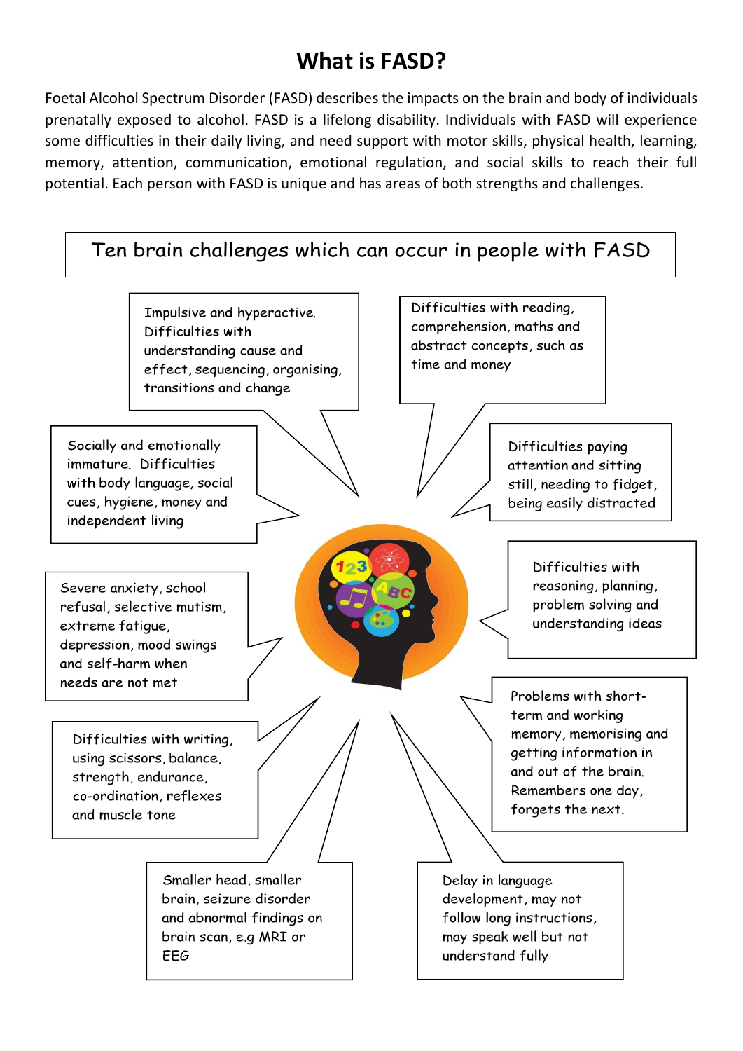# What is FASD?

Foetal Alcohol Spectrum Disorder (FASD) describes the impacts on the brain and body of individuals prenatally exposed to alcohol. FASD is a lifelong disability. Individuals with FASD will experience some difficulties in their daily living, and need support with motor skills, physical health, learning, memory, attention, communication, emotional regulation, and social skills to reach their full potential. Each person with FASD is unique and has areas of both strengths and challenges.

## Ten brain challenges which can occur in people with FASD

- Impulsive and hyperactive. Difficulties with understanding cause and effect, sequencing, organising, transitions and change
- Difficulties with reading, comprehension, maths and abstract concepts, such as time and money
- Socially and emotionally immature. Difficulties with body language, social cues, hygiene, money and independent living
- Difficulties paying attention and sitting still, needing to fidget, being easily distracted
- Difficulties with reasoning, planning, problem solving and understanding ideas
- Severe anxiety, school refusal, selective mutism, extreme fatigue, depression, mood swings and self-harm when needs are not met
- Problems with short-term and working memory, memorising and getting information in and out of the brain. Remembers one day, forgets the next.
- Difficulties with writing, using scissors, balance, strength, endurance, co-ordination, reflexes and muscle tone
- Smaller head, smaller brain, seizure disorder and abnormal findings on brain scan, e.g MRI or EEG
- Delay in language development, may not follow long instructions, may speak well but not understand fully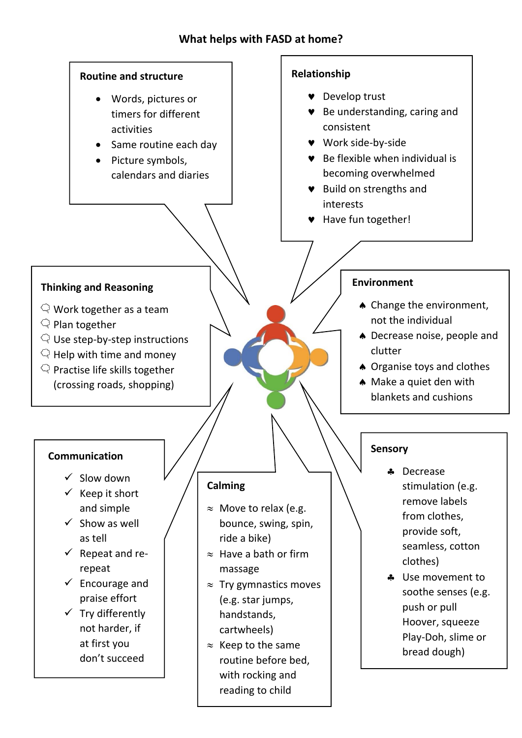# What helps with FASD at home?

## Routine and structure

- Words, pictures or timers for different activities
- Same routine each day
- Picture symbols, calendars and diaries

## Relationship

- ♥ Develop trust
- ♥ Be understanding, caring and consistent
- ♥ Work side-by-side
- ♥ Be flexible when individual is becoming overwhelmed
- ♥ Build on strengths and interests
- ♥ Have fun together!

## Thinking and Reasoning

- Work together as a team
- Plan together
- Use step-by-step instructions
- Help with time and money
- Practise life skills together (crossing roads, shopping)

## Environment

- ♠ Change the environment, not the individual
- ♠ Decrease noise, people and clutter
- ♠ Organise toys and clothes
- ♠ Make a quiet den with blankets and cushions

## Communication

- ✓ Slow down
- ✓ Keep it short and simple
- ✓ Show as well as tell
- ✓ Repeat and re-repeat
- ✓ Encourage and praise effort
- ✓ Try differently not harder, if at first you don't succeed

## Calming

- ≈ Move to relax (e.g. bounce, swing, spin, ride a bike)
- ≈ Have a bath or firm massage
- ≈ Try gymnastics moves (e.g. star jumps, handstands, cartwheels)
- ≈ Keep to the same routine before bed, with rocking and reading to child

## Sensory

- ♣ Decrease stimulation (e.g. remove labels from clothes, provide soft, seamless, cotton clothes)
- ♣ Use movement to soothe senses (e.g. push or pull Hoover, squeeze Play-Doh, slime or bread dough)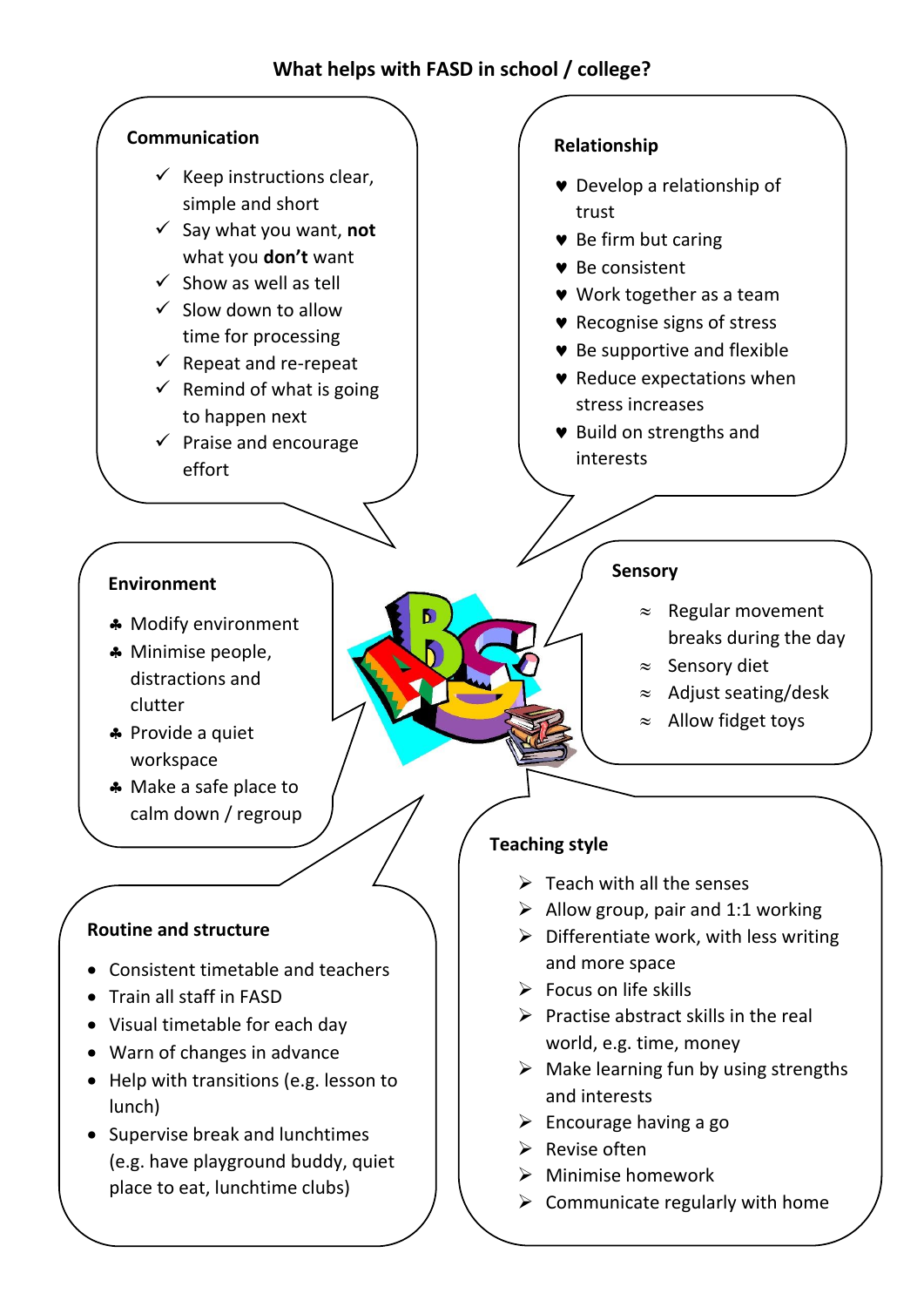# What helps with FASD in school / college?

## Communication

- ✓ Keep instructions clear, simple and short
- ✓ Say what you want, **not** what you **don't** want
- ✓ Show as well as tell
- ✓ Slow down to allow time for processing
- ✓ Repeat and re-repeat
- ✓ Remind of what is going to happen next
- ✓ Praise and encourage effort

## Relationship

- ♥ Develop a relationship of trust
- ♥ Be firm but caring
- ♥ Be consistent
- ♥ Work together as a team
- ♥ Recognise signs of stress
- ♥ Be supportive and flexible
- ♥ Reduce expectations when stress increases
- ♥ Build on strengths and interests

## Environment

- ♣ Modify environment
- ♣ Minimise people, distractions and clutter
- ♣ Provide a quiet workspace
- ♣ Make a safe place to calm down / regroup

## Sensory

- ≈ Regular movement breaks during the day
- ≈ Sensory diet
- ≈ Adjust seating/desk
- ≈ Allow fidget toys

## Routine and structure

- Consistent timetable and teachers
- Train all staff in FASD
- Visual timetable for each day
- Warn of changes in advance
- Help with transitions (e.g. lesson to lunch)
- Supervise break and lunchtimes (e.g. have playground buddy, quiet place to eat, lunchtime clubs)

## Teaching style

- ➢ Teach with all the senses
- ➢ Allow group, pair and 1:1 working
- ➢ Differentiate work, with less writing and more space
- ➢ Focus on life skills
- ➢ Practise abstract skills in the real world, e.g. time, money
- ➢ Make learning fun by using strengths and interests
- ➢ Encourage having a go
- ➢ Revise often
- ➢ Minimise homework
- ➢ Communicate regularly with home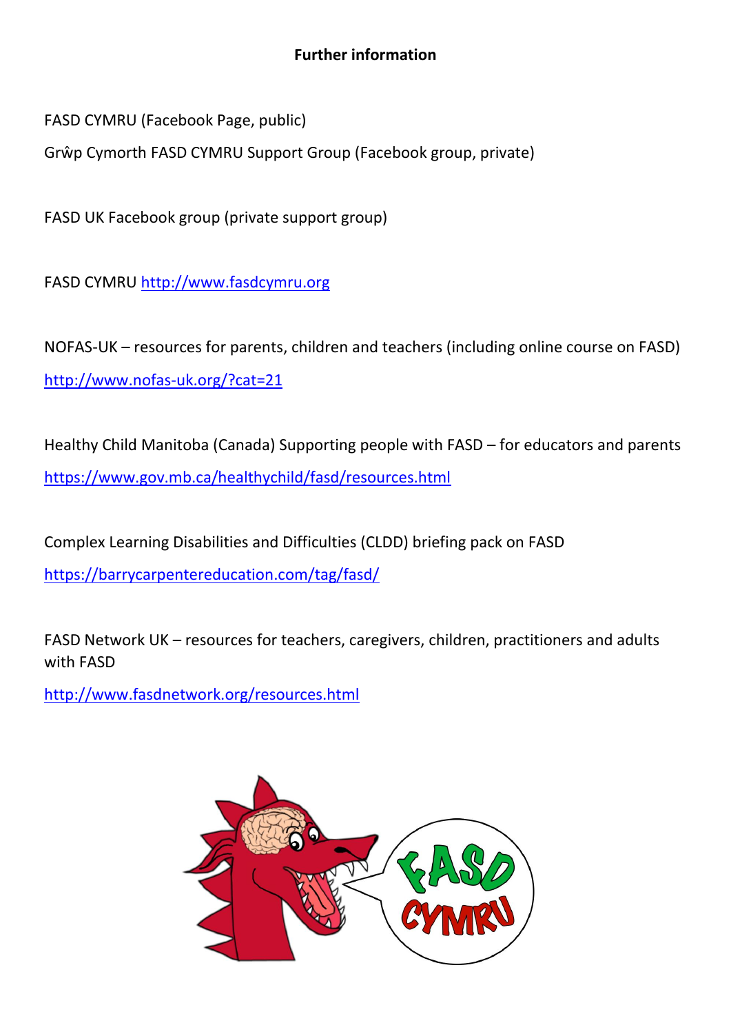## Further information

FASD CYMRU (Facebook Page, public)

Grŵp Cymorth FASD CYMRU Support Group (Facebook group, private)

FASD UK Facebook group (private support group)

FASD CYMRU http://www.fasdcymru.org

NOFAS-UK – resources for parents, children and teachers (including online course on FASD)

http://www.nofas-uk.org/?cat=21

Healthy Child Manitoba (Canada) Supporting people with FASD – for educators and parents

https://www.gov.mb.ca/healthychild/fasd/resources.html

Complex Learning Disabilities and Difficulties (CLDD) briefing pack on FASD

https://barrycarpentereducation.com/tag/fasd/

FASD Network UK – resources for teachers, caregivers, children, practitioners and adults with FASD

http://www.fasdnetwork.org/resources.html